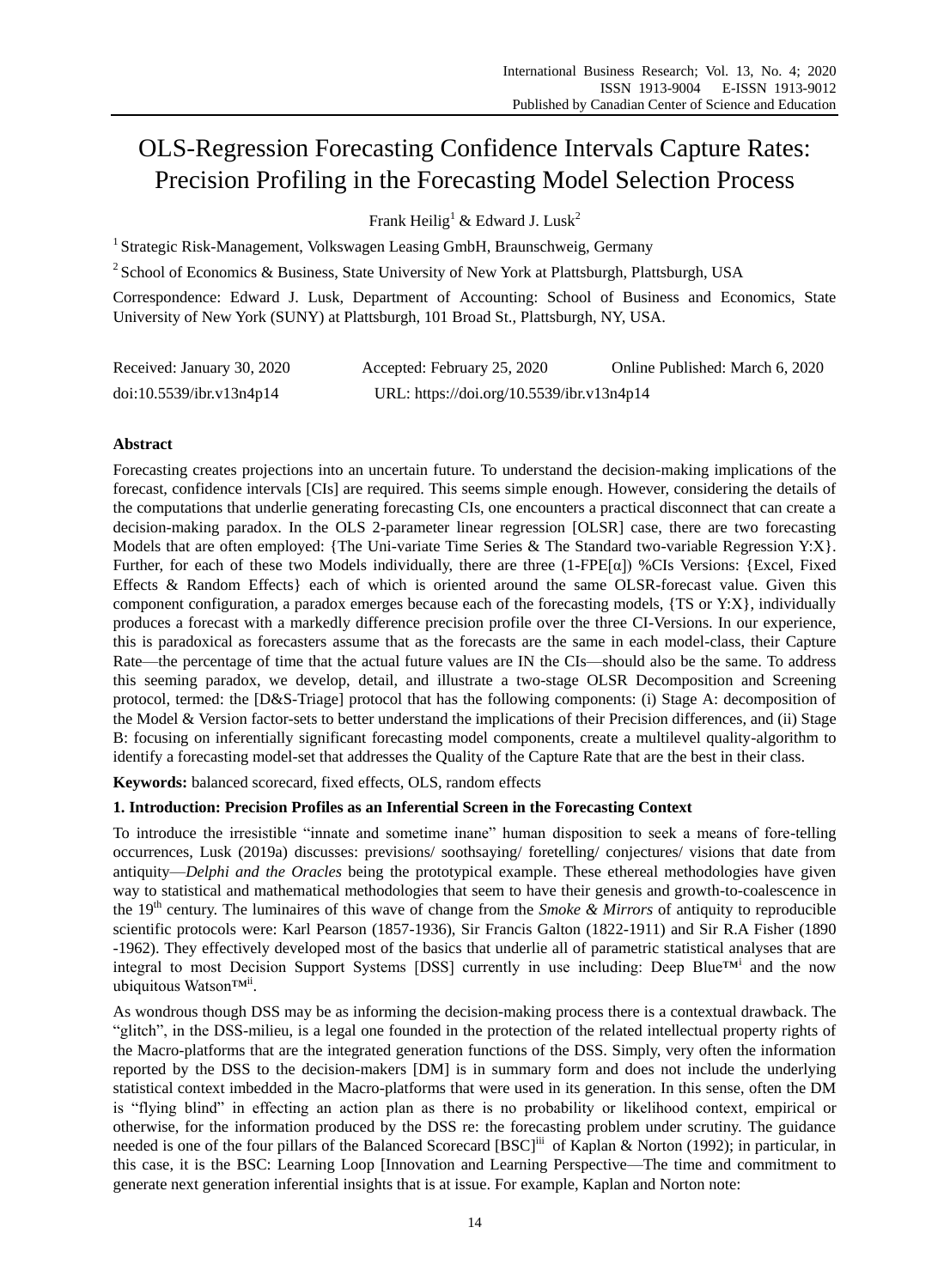# OLS-Regression Forecasting Confidence Intervals Capture Rates: Precision Profiling in the Forecasting Model Selection Process

Frank Heilig[1] & Edward J. Lusk[2]

[1] Strategic Risk-Management, Volkswagen Leasing GmbH, Braunschweig, Germany

[2] School of Economics & Business, State University of New York at Plattsburgh, Plattsburgh, USA

Correspondence: Edward J. Lusk, Department of Accounting: School of Business and Economics, State University of New York (SUNY) at Plattsburgh, 101 Broad St., Plattsburgh, NY, USA.

Received: January 30, 2020 Accepted: February 25, 2020 Online Published: March 6, 2020

doi:10.5539/ibr.v13n4p14 URL: https://doi.org/10.5539/ibr.v13n4p14

## Abstract

Forecasting creates projections into an uncertain future. To understand the decision-making implications of the forecast, confidence intervals [CIs] are required. This seems simple enough. However, considering the details of the computations that underlie generating forecasting CIs, one encounters a practical disconnect that can create a decision-making paradox. In the OLS 2-parameter linear regression [OLSR] case, there are two forecasting Models that are often employed: {The Uni-variate Time Series & The Standard two-variable Regression Y:X}. Further, for each of these two Models individually, there are three (1-FPE[α]) %CIs Versions: {Excel, Fixed Effects & Random Effects} each of which is oriented around the same OLSR-forecast value. Given this component configuration, a paradox emerges because each of the forecasting models, {TS or Y:X}, individually produces a forecast with a markedly difference precision profile over the three CI-Versions. In our experience, this is paradoxical as forecasters assume that as the forecasts are the same in each model-class, their Capture Rate—the percentage of time that the actual future values are IN the CIs—should also be the same. To address this seeming paradox, we develop, detail, and illustrate a two-stage OLSR Decomposition and Screening protocol, termed: the [D&S-Triage] protocol that has the following components: (i) Stage A: decomposition of the Model & Version factor-sets to better understand the implications of their Precision differences, and (ii) Stage B: focusing on inferentially significant forecasting model components, create a multilevel quality-algorithm to identify a forecasting model-set that addresses the Quality of the Capture Rate that are the best in their class.

**Keywords:** balanced scorecard, fixed effects, OLS, random effects

## 1. Introduction: Precision Profiles as an Inferential Screen in the Forecasting Context

To introduce the irresistible "innate and sometime inane" human disposition to seek a means of fore-telling occurrences, Lusk (2019a) discusses: previsions/ soothsaying/ foretelling/ conjectures/ visions that date from antiquity—*Delphi and the Oracles* being the prototypical example. These ethereal methodologies have given way to statistical and mathematical methodologies that seem to have their genesis and growth-to-coalescence in the 19th century. The luminaires of this wave of change from the *Smoke & Mirrors* of antiquity to reproducible scientific protocols were: Karl Pearson (1857-1936), Sir Francis Galton (1822-1911) and Sir R.A Fisher (1890 -1962). They effectively developed most of the basics that underlie all of parametric statistical analyses that are integral to most Decision Support Systems [DSS] currently in use including: Deep Blue™[i] and the now ubiquitous Watson™[ii].

As wondrous though DSS may be as informing the decision-making process there is a contextual drawback. The "glitch", in the DSS-milieu, is a legal one founded in the protection of the related intellectual property rights of the Macro-platforms that are the integrated generation functions of the DSS. Simply, very often the information reported by the DSS to the decision-makers [DM] is in summary form and does not include the underlying statistical context imbedded in the Macro-platforms that were used in its generation. In this sense, often the DM is "flying blind" in effecting an action plan as there is no probability or likelihood context, empirical or otherwise, for the information produced by the DSS re: the forecasting problem under scrutiny. The guidance needed is one of the four pillars of the Balanced Scorecard [BSC][iii] of Kaplan & Norton (1992); in particular, in this case, it is the BSC: Learning Loop [Innovation and Learning Perspective—The time and commitment to generate next generation inferential insights that is at issue. For example, Kaplan and Norton note: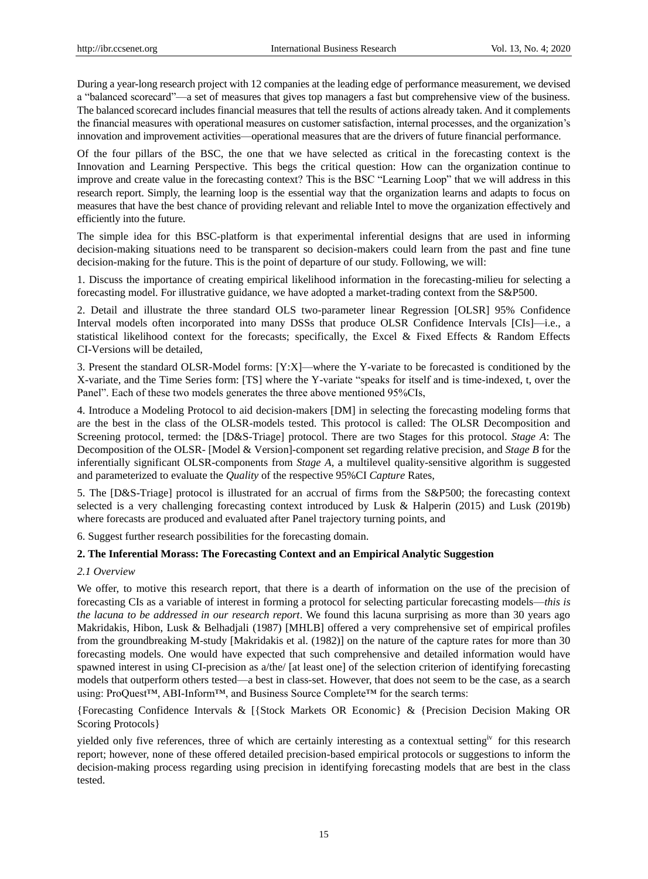During a year-long research project with 12 companies at the leading edge of performance measurement, we devised a "balanced scorecard"—a set of measures that gives top managers a fast but comprehensive view of the business. The balanced scorecard includes financial measures that tell the results of actions already taken. And it complements the financial measures with operational measures on customer satisfaction, internal processes, and the organization's innovation and improvement activities—operational measures that are the drivers of future financial performance.

Of the four pillars of the BSC, the one that we have selected as critical in the forecasting context is the Innovation and Learning Perspective. This begs the critical question: How can the organization continue to improve and create value in the forecasting context? This is the BSC "Learning Loop" that we will address in this research report. Simply, the learning loop is the essential way that the organization learns and adapts to focus on measures that have the best chance of providing relevant and reliable Intel to move the organization effectively and efficiently into the future.

The simple idea for this BSC-platform is that experimental inferential designs that are used in informing decision-making situations need to be transparent so decision-makers could learn from the past and fine tune decision-making for the future. This is the point of departure of our study. Following, we will:

1. Discuss the importance of creating empirical likelihood information in the forecasting-milieu for selecting a forecasting model. For illustrative guidance, we have adopted a market-trading context from the S&P500.

2. Detail and illustrate the three standard OLS two-parameter linear Regression [OLSR] 95% Confidence Interval models often incorporated into many DSSs that produce OLSR Confidence Intervals [CIs]—i.e., a statistical likelihood context for the forecasts; specifically, the Excel & Fixed Effects & Random Effects CI-Versions will be detailed,

3. Present the standard OLSR-Model forms: [Y:X]—where the Y-variate to be forecasted is conditioned by the X-variate, and the Time Series form: [TS] where the Y-variate "speaks for itself and is time-indexed, t, over the Panel". Each of these two models generates the three above mentioned 95%CIs,

4. Introduce a Modeling Protocol to aid decision-makers [DM] in selecting the forecasting modeling forms that are the best in the class of the OLSR-models tested. This protocol is called: The OLSR Decomposition and Screening protocol, termed: the [D&S-Triage] protocol. There are two Stages for this protocol. *Stage A*: The Decomposition of the OLSR- [Model & Version]-component set regarding relative precision, and *Stage B* for the inferentially significant OLSR-components from *Stage A*, a multilevel quality-sensitive algorithm is suggested and parameterized to evaluate the *Quality* of the respective 95%CI *Capture* Rates,

5. The [D&S-Triage] protocol is illustrated for an accrual of firms from the S&P500; the forecasting context selected is a very challenging forecasting context introduced by Lusk & Halperin (2015) and Lusk (2019b) where forecasts are produced and evaluated after Panel trajectory turning points, and

6. Suggest further research possibilities for the forecasting domain.

## 2. The Inferential Morass: The Forecasting Context and an Empirical Analytic Suggestion

### *2.1 Overview*

We offer, to motive this research report, that there is a dearth of information on the use of the precision of forecasting CIs as a variable of interest in forming a protocol for selecting particular forecasting models—*this is the lacuna to be addressed in our research report*. We found this lacuna surprising as more than 30 years ago Makridakis, Hibon, Lusk & Belhadjali (1987) [MHLB] offered a very comprehensive set of empirical profiles from the groundbreaking M-study [Makridakis et al. (1982)] on the nature of the capture rates for more than 30 forecasting models. One would have expected that such comprehensive and detailed information would have spawned interest in using CI-precision as a/the/ [at least one] of the selection criterion of identifying forecasting models that outperform others tested—a best in class-set. However, that does not seem to be the case, as a search using: ProQuest™, ABI-Inform™, and Business Source Complete™ for the search terms:

{Forecasting Confidence Intervals & [{Stock Markets OR Economic} & {Precision Decision Making OR Scoring Protocols}

yielded only five references, three of which are certainly interesting as a contextual setting[iv] for this research report; however, none of these offered detailed precision-based empirical protocols or suggestions to inform the decision-making process regarding using precision in identifying forecasting models that are best in the class tested.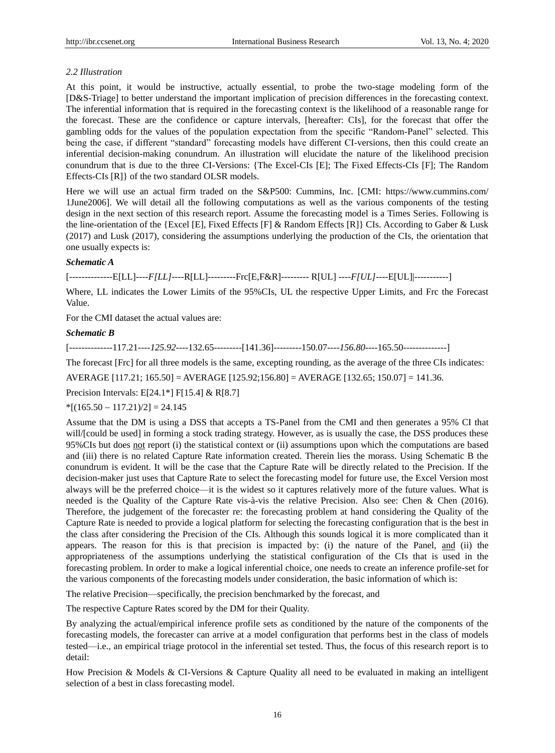*2.2 Illustration*

At this point, it would be instructive, actually essential, to probe the two-stage modeling form of the [D&S-Triage] to better understand the important implication of precision differences in the forecasting context. The inferential information that is required in the forecasting context is the likelihood of a reasonable range for the forecast. These are the confidence or capture intervals, [hereafter: CIs], for the forecast that offer the gambling odds for the values of the population expectation from the specific "Random-Panel" selected. This being the case, if different "standard" forecasting models have different CI-versions, then this could create an inferential decision-making conundrum. An illustration will elucidate the nature of the likelihood precision conundrum that is due to the three CI-Versions: {The Excel-CIs [E]; The Fixed Effects-CIs [F]; The Random Effects-CIs [R]} of the two standard OLSR models.

Here we will use an actual firm traded on the S&P500: Cummins, Inc. [CMI: https://www.cummins.com/ 1June2006]. We will detail all the following computations as well as the various components of the testing design in the next section of this research report. Assume the forecasting model is a Times Series. Following is the line-orientation of the {Excel [E], Fixed Effects [F] & Random Effects [R]} CIs. According to Gaber & Lusk (2017) and Lusk (2017), considering the assumptions underlying the production of the CIs, the orientation that one usually expects is:

***Schematic A***

[--------------E[LL]----*F[LL]*----R[LL]---------Frc[E,F&R]--------- R[UL] ----*F[UL]*----E[UL]|-----------]

Where, LL indicates the Lower Limits of the 95%CIs, UL the respective Upper Limits, and Frc the Forecast Value.

For the CMI dataset the actual values are:

***Schematic B***

[--------------117.21----*125.92*----132.65---------[141.36]---------150.07----*156.80*----165.50--------------]

The forecast [Frc] for all three models is the same, excepting rounding, as the average of the three CIs indicates:

AVERAGE [117.21; 165.50] = AVERAGE [125.92;156.80] = AVERAGE [132.65; 150.07] = 141.36.

Precision Intervals: E[24.1*] F[15.4] & R[8.7]

*[(165.50 − 117.21)/2] = 24.145

Assume that the DM is using a DSS that accepts a TS-Panel from the CMI and then generates a 95% CI that will/[could be used] in forming a stock trading strategy. However, as is usually the case, the DSS produces these 95%CIs but does <u>not</u> report (i) the statistical context or (ii) assumptions upon which the computations are based and (iii) there is no related Capture Rate information created. Therein lies the morass. Using Schematic B the conundrum is evident. It will be the case that the Capture Rate will be directly related to the Precision. If the decision-maker just uses that Capture Rate to select the forecasting model for future use, the Excel Version most always will be the preferred choice—it is the widest so it captures relatively more of the future values. What is needed is the Quality of the Capture Rate vis-à-vis the relative Precision. Also see: Chen & Chen (2016). Therefore, the judgement of the forecaster re: the forecasting problem at hand considering the Quality of the Capture Rate is needed to provide a logical platform for selecting the forecasting configuration that is the best in the class after considering the Precision of the CIs. Although this sounds logical it is more complicated than it appears. The reason for this is that precision is impacted by: (i) the nature of the Panel, <u>and</u> (ii) the appropriateness of the assumptions underlying the statistical configuration of the CIs that is used in the forecasting problem. In order to make a logical inferential choice, one needs to create an inference profile-set for the various components of the forecasting models under consideration, the basic information of which is:

The relative Precision—specifically, the precision benchmarked by the forecast, and

The respective Capture Rates scored by the DM for their Quality.

By analyzing the actual/empirical inference profile sets as conditioned by the nature of the components of the forecasting models, the forecaster can arrive at a model configuration that performs best in the class of models tested—i.e., an empirical triage protocol in the inferential set tested. Thus, the focus of this research report is to detail:

How Precision & Models & CI-Versions & Capture Quality all need to be evaluated in making an intelligent selection of a best in class forecasting model.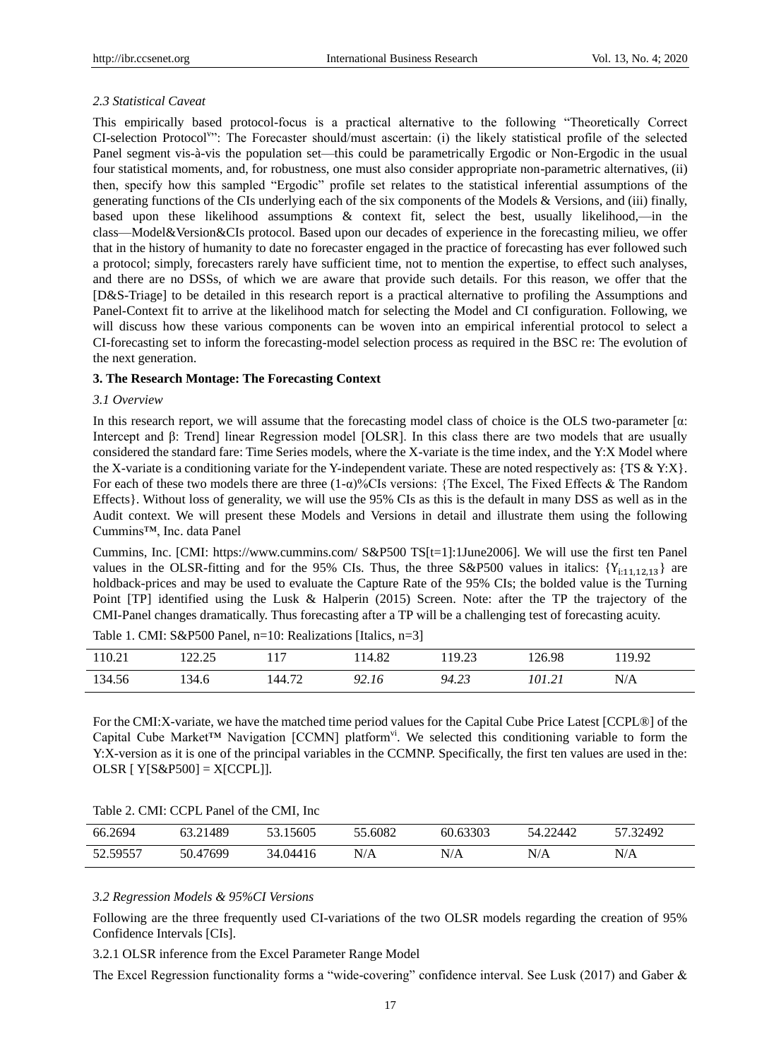### 2.3 Statistical Caveat

This empirically based protocol-focus is a practical alternative to the following "Theoretically Correct CI-selection Protocol[v]": The Forecaster should/must ascertain: (i) the likely statistical profile of the selected Panel segment vis-à-vis the population set—this could be parametrically Ergodic or Non-Ergodic in the usual four statistical moments, and, for robustness, one must also consider appropriate non-parametric alternatives, (ii) then, specify how this sampled "Ergodic" profile set relates to the statistical inferential assumptions of the generating functions of the CIs underlying each of the six components of the Models & Versions, and (iii) finally, based upon these likelihood assumptions & context fit, select the best, usually likelihood,—in the class—Model&Version&CIs protocol. Based upon our decades of experience in the forecasting milieu, we offer that in the history of humanity to date no forecaster engaged in the practice of forecasting has ever followed such a protocol; simply, forecasters rarely have sufficient time, not to mention the expertise, to effect such analyses, and there are no DSSs, of which we are aware that provide such details. For this reason, we offer that the [D&S-Triage] to be detailed in this research report is a practical alternative to profiling the Assumptions and Panel-Context fit to arrive at the likelihood match for selecting the Model and CI configuration. Following, we will discuss how these various components can be woven into an empirical inferential protocol to select a CI-forecasting set to inform the forecasting-model selection process as required in the BSC re: The evolution of the next generation.

## 3. The Research Montage: The Forecasting Context

### 3.1 Overview

In this research report, we will assume that the forecasting model class of choice is the OLS two-parameter [α: Intercept and β: Trend] linear Regression model [OLSR]. In this class there are two models that are usually considered the standard fare: Time Series models, where the X-variate is the time index, and the Y:X Model where the X-variate is a conditioning variate for the Y-independent variate. These are noted respectively as: {TS & Y:X}. For each of these two models there are three (1-α)%CIs versions: {The Excel, The Fixed Effects & The Random Effects}. Without loss of generality, we will use the 95% CIs as this is the default in many DSS as well as in the Audit context. We will present these Models and Versions in detail and illustrate them using the following Cummins™, Inc. data Panel

Cummins, Inc. [CMI: https://www.cummins.com/ S&P500 TS[t=1]:1June2006]. We will use the first ten Panel values in the OLSR-fitting and for the 95% CIs. Thus, the three S&P500 values in italics: $\{Y_{i:11,12,13}\}$ are holdback-prices and may be used to evaluate the Capture Rate of the 95% CIs; the bolded value is the Turning Point [TP] identified using the Lusk & Halperin (2015) Screen. Note: after the TP the trajectory of the CMI-Panel changes dramatically. Thus forecasting after a TP will be a challenging test of forecasting acuity.

Table 1. CMI: S&P500 Panel, n=10: Realizations [Italics, n=3]

| | | | | | | |
|---|---|---|---|---|---|---|
| 110.21 | 122.25 | 117 | 114.82 | 119.23 | 126.98 | 119.92 |
| 134.56 | 134.6 | 144.72 | *92.16* | *94.23* | *101.21* | N/A |

For the CMI:X-variate, we have the matched time period values for the Capital Cube Price Latest [CCPL®] of the Capital Cube Market™ Navigation [CCMN] platform[vi]. We selected this conditioning variable to form the Y:X-version as it is one of the principal variables in the CCMNP. Specifically, the first ten values are used in the: OLSR [ Y[S&P500] = X[CCPL]].

Table 2. CMI: CCPL Panel of the CMI, Inc

| | | | | | | |
|---|---|---|---|---|---|---|
| 66.2694 | 63.21489 | 53.15605 | 55.6082 | 60.63303 | 54.22442 | 57.32492 |
| 52.59557 | 50.47699 | 34.04416 | N/A | N/A | N/A | N/A |

### 3.2 Regression Models & 95%CI Versions

Following are the three frequently used CI-variations of the two OLSR models regarding the creation of 95% Confidence Intervals [CIs].

3.2.1 OLSR inference from the Excel Parameter Range Model

The Excel Regression functionality forms a "wide-covering" confidence interval. See Lusk (2017) and Gaber &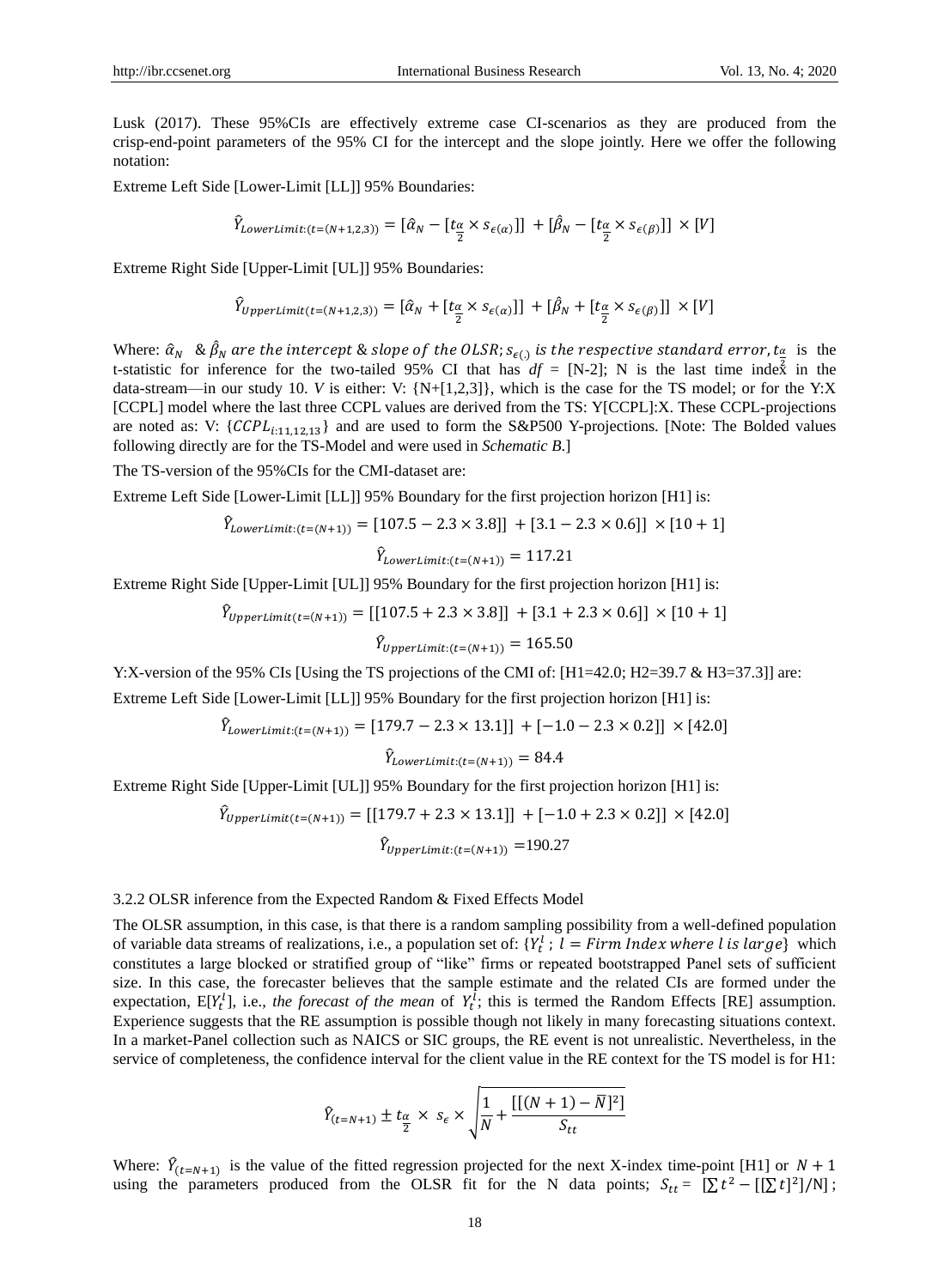Lusk (2017). These 95%CIs are effectively extreme case CI-scenarios as they are produced from the crisp-end-point parameters of the 95% CI for the intercept and the slope jointly. Here we offer the following notation:

Extreme Left Side [Lower-Limit [LL]] 95% Boundaries:

$$\hat{Y}_{LowerLimit:(t=(N+1,2,3))} = [\hat{\alpha}_N - [t_{\frac{\alpha}{2}} \times s_{\epsilon(\alpha)}]] + [\hat{\beta}_N - [t_{\frac{\alpha}{2}} \times s_{\epsilon(\beta)}]] \times [V]$$

Extreme Right Side [Upper-Limit [UL]] 95% Boundaries:

$$\hat{Y}_{UpperLimit(t=(N+1,2,3))} = [\hat{\alpha}_N + [t_{\frac{\alpha}{2}} \times s_{\epsilon(\alpha)}]] + [\hat{\beta}_N + [t_{\frac{\alpha}{2}} \times s_{\epsilon(\beta)}]] \times [V]$$

Where: $\hat{\alpha}_N$ & $\hat{\beta}_N$ *are the intercept & slope of the OLSR*; $s_{\epsilon(.)}$ *is the respective standard error*, $t_{\frac{\alpha}{2}}$ is the t-statistic for inference for the two-tailed 95% CI that has *df* = [N-2]; N is the last time index in the data-stream—in our study 10. *V* is either: V: {N+[1,2,3]}, which is the case for the TS model; or for the Y:X [CCPL] model where the last three CCPL values are derived from the TS: Y[CCPL]:X. These CCPL-projections are noted as: V: $\{CCPL_{i:11,12,13}\}$ and are used to form the S&P500 Y-projections. [Note: The Bolded values following directly are for the TS-Model and were used in *Schematic B.*]

The TS-version of the 95%CIs for the CMI-dataset are:

Extreme Left Side [Lower-Limit [LL]] 95% Boundary for the first projection horizon [H1] is:

$$\hat{Y}_{LowerLimit:(t=(N+1))} = [107.5 - 2.3 \times 3.8]] + [3.1 - 2.3 \times 0.6]] \times [10 + 1]$$

$$\hat{Y}_{LowerLimit:(t=(N+1))} = 117.21$$

Extreme Right Side [Upper-Limit [UL]] 95% Boundary for the first projection horizon [H1] is:

$$\hat{Y}_{UpperLimit(t=(N+1))} = [[107.5 + 2.3 \times 3.8]] + [3.1 + 2.3 \times 0.6]] \times [10 + 1]$$

$$\hat{Y}_{UpperLimit:(t=(N+1))} = 165.50$$

Y:X-version of the 95% CIs [Using the TS projections of the CMI of: [H1=42.0; H2=39.7 & H3=37.3]] are:

Extreme Left Side [Lower-Limit [LL]] 95% Boundary for the first projection horizon [H1] is:

$$\hat{Y}_{LowerLimit:(t=(N+1))} = [179.7 - 2.3 \times 13.1]] + [-1.0 - 2.3 \times 0.2]] \times [42.0]$$

$$\hat{Y}_{LowerLimit:(t=(N+1))} = 84.4$$

Extreme Right Side [Upper-Limit [UL]] 95% Boundary for the first projection horizon [H1] is:

$$\hat{Y}_{UpperLimit(t=(N+1))} = [[179.7 + 2.3 \times 13.1]] + [-1.0 + 2.3 \times 0.2]] \times [42.0]$$

$$\hat{Y}_{UpperLimit:(t=(N+1))} = 190.27$$

### 3.2.2 OLSR inference from the Expected Random & Fixed Effects Model

The OLSR assumption, in this case, is that there is a random sampling possibility from a well-defined population of variable data streams of realizations, i.e., a population set of: $\{Y_t^l\,;\, l = Firm\ Index\ where\ l\ is\ large\}$ which constitutes a large blocked or stratified group of "like" firms or repeated bootstrapped Panel sets of sufficient size. In this case, the forecaster believes that the sample estimate and the related CIs are formed under the expectation, $E[Y_t^l]$, i.e., *the forecast of the mean* of $Y_t^l$; this is termed the Random Effects [RE] assumption. Experience suggests that the RE assumption is possible though not likely in many forecasting situations context. In a market-Panel collection such as NAICS or SIC groups, the RE event is not unrealistic. Nevertheless, in the service of completeness, the confidence interval for the client value in the RE context for the TS model is for H1:

$$\hat{Y}_{(t=N+1)} \pm t_{\frac{\alpha}{2}} \times s_{\epsilon} \times \sqrt{\frac{1}{N} + \frac{[[(N+1) - \bar{N}]^2]}{S_{tt}}}$$

Where: $\hat{Y}_{(t=N+1)}$ is the value of the fitted regression projected for the next X-index time-point [H1] or $N+1$ using the parameters produced from the OLSR fit for the N data points; $S_{tt} = [\sum t^2 - [[\sum t]^2]/\text{N}]$;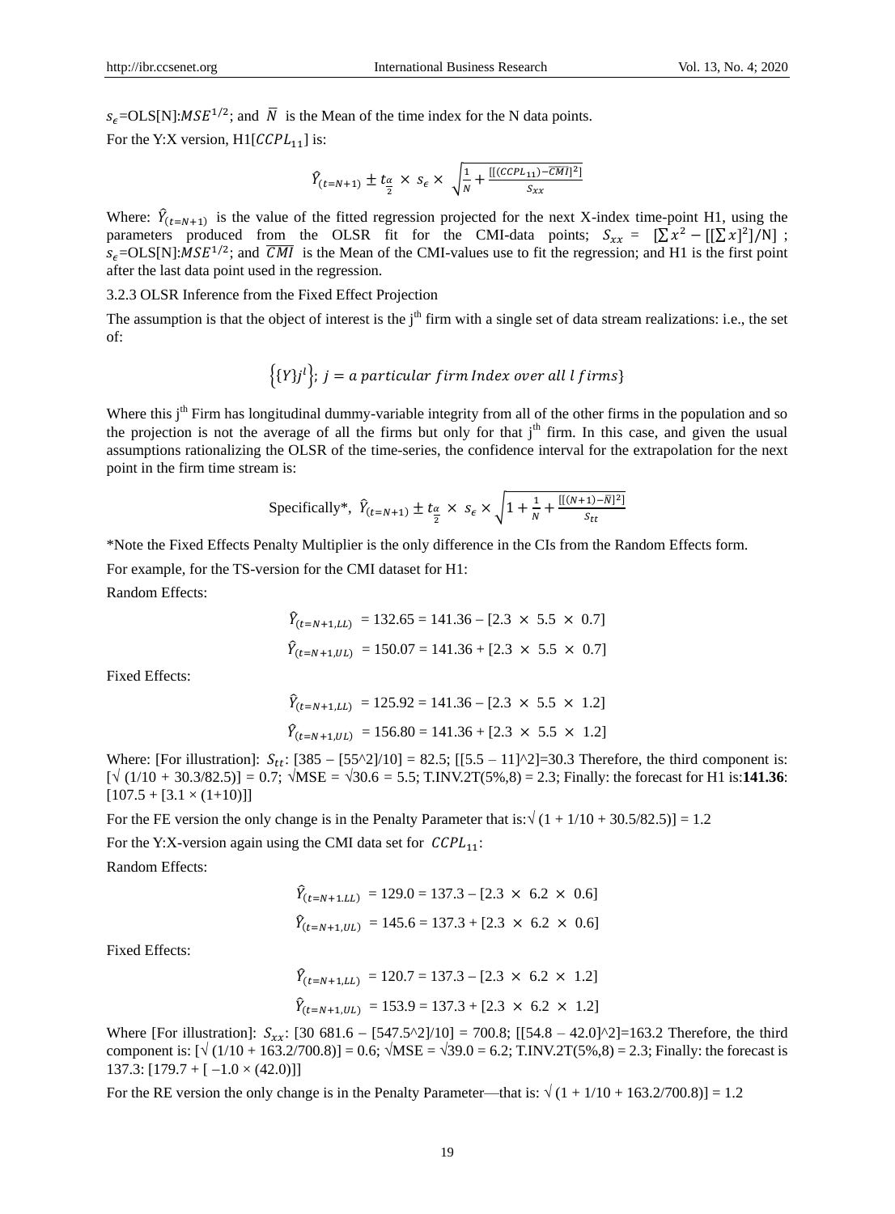$s_\epsilon$=OLS[N]:$MSE^{1/2}$; and $\bar{N}$ is the Mean of the time index for the N data points.

For the Y:X version, H1[$CCPL_{11}$] is:

$$\hat{Y}_{(t=N+1)} \pm t_{\frac{\alpha}{2}} \times s_\epsilon \times \sqrt{\frac{1}{N} + \frac{[[(CCPL_{11}) - \overline{CMI}]^2]}{S_{xx}}}$$

Where: $\hat{Y}_{(t=N+1)}$ is the value of the fitted regression projected for the next X-index time-point H1, using the parameters produced from the OLSR fit for the CMI-data points; $S_{xx}$ = $[\sum x^2 - [[\sum x]^2]/\mathrm{N}]$ ; $s_\epsilon$=OLS[N]:$MSE^{1/2}$; and $\overline{CMI}$ is the Mean of the CMI-values use to fit the regression; and H1 is the first point after the last data point used in the regression.

3.2.3 OLSR Inference from the Fixed Effect Projection

The assumption is that the object of interest is the j[th] firm with a single set of data stream realizations: i.e., the set of:

$$\left\{\{Y\}j^l\right\};\ j = a\ particular\ firm\ Index\ over\ all\ l\ firms\}$$

Where this j[th] Firm has longitudinal dummy-variable integrity from all of the other firms in the population and so the projection is not the average of all the firms but only for that j[th] firm. In this case, and given the usual assumptions rationalizing the OLSR of the time-series, the confidence interval for the extrapolation for the next point in the firm time stream is:

$$\text{Specifically*},\ \hat{Y}_{(t=N+1)} \pm t_{\frac{\alpha}{2}} \times s_\epsilon \times \sqrt{1 + \frac{1}{N} + \frac{[[(N+1) - \bar{N}]^2]}{S_{tt}}}$$

*Note the Fixed Effects Penalty Multiplier is the only difference in the CIs from the Random Effects form.

For example, for the TS-version for the CMI dataset for H1:

Random Effects:

$$\hat{Y}_{(t=N+1,LL)} = 132.65 = 141.36 - [2.3 \times 5.5 \times 0.7]$$

$$\hat{Y}_{(t=N+1,UL)} = 150.07 = 141.36 + [2.3 \times 5.5 \times 0.7]$$

Fixed Effects:

$$\hat{Y}_{(t=N+1,LL)} = 125.92 = 141.36 - [2.3 \times 5.5 \times 1.2]$$

$$\hat{Y}_{(t=N+1,UL)} = 156.80 = 141.36 + [2.3 \times 5.5 \times 1.2]$$

Where: [For illustration]: $S_{tt}$: [385 – [55^2]/10] = 82.5; [[5.5 – 11]^2]=30.3 Therefore, the third component is: [√ (1/10 + 30.3/82.5)] = 0.7; √MSE = √30.6 = 5.5; T.INV.2T(5%,8) = 2.3; Finally: the forecast for H1 is:**141.36**: [107.5 + [3.1 × (1+10)]]

For the FE version the only change is in the Penalty Parameter that is:√ (1 + 1/10 + 30.5/82.5)] = 1.2

For the Y:X-version again using the CMI data set for $CCPL_{11}$:

Random Effects:

$$\hat{Y}_{(t=N+1.LL)} = 129.0 = 137.3 - [2.3 \times 6.2 \times 0.6]$$

$$\hat{Y}_{(t=N+1,UL)} = 145.6 = 137.3 + [2.3 \times 6.2 \times 0.6]$$

Fixed Effects:

$$\hat{Y}_{(t=N+1,LL)} = 120.7 = 137.3 - [2.3 \times 6.2 \times 1.2]$$

$$\hat{Y}_{(t=N+1,UL)} = 153.9 = 137.3 + [2.3 \times 6.2 \times 1.2]$$

Where [For illustration]: $S_{xx}$: [30 681.6 – [547.5^2]/10] = 700.8; [[54.8 – 42.0]^2]=163.2 Therefore, the third component is: [√ (1/10 + 163.2/700.8)] = 0.6; √MSE = √39.0 = 6.2; T.INV.2T(5%,8) = 2.3; Finally: the forecast is 137.3: [179.7 + [ −1.0 × (42.0)]]

For the RE version the only change is in the Penalty Parameter—that is: √ (1 + 1/10 + 163.2/700.8)] = 1.2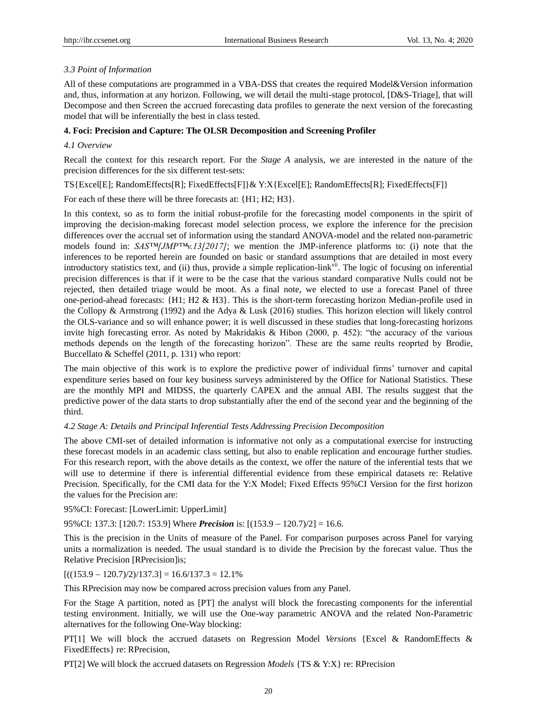*3.3 Point of Information*

All of these computations are programmed in a VBA-DSS that creates the required Model&Version information and, thus, information at any horizon. Following, we will detail the multi-stage protocol, [D&S-Triage], that will Decompose and then Screen the accrued forecasting data profiles to generate the next version of the forecasting model that will be inferentially the best in class tested.

**4. Foci: Precision and Capture: The OLSR Decomposition and Screening Profiler**

*4.1 Overview*

Recall the context for this research report. For the *Stage A* analysis, we are interested in the nature of the precision differences for the six different test-sets:

TS{Excel[E]; RandomEffects[R]; FixedEffects[F]}& Y:X{Excel[E]; RandomEffects[R]; FixedEffects[F]}

For each of these there will be three forecasts at: {H1; H2; H3}.

In this context, so as to form the initial robust-profile for the forecasting model components in the spirit of improving the decision-making forecast model selection process, we explore the inference for the precision differences over the accrual set of information using the standard ANOVA-model and the related non-parametric models found in: *SAS™[JMP™v.13[2017]*; we mention the JMP-inference platforms to: (i) note that the inferences to be reported herein are founded on basic or standard assumptions that are detailed in most every introductory statistics text, and (ii) thus, provide a simple replication-link[vii]. The logic of focusing on inferential precision differences is that if it were to be the case that the various standard comparative Nulls could not be rejected, then detailed triage would be moot. As a final note, we elected to use a forecast Panel of three one-period-ahead forecasts: {H1; H2 & H3}. This is the short-term forecasting horizon Median-profile used in the Collopy & Armstrong (1992) and the Adya & Lusk (2016) studies. This horizon election will likely control the OLS-variance and so will enhance power; it is well discussed in these studies that long-forecasting horizons invite high forecasting error. As noted by Makridakis & Hibon (2000, p. 452): "the accuracy of the various methods depends on the length of the forecasting horizon". These are the same reults reoprted by Brodie, Buccellato & Scheffel (2011, p. 131) who report:

The main objective of this work is to explore the predictive power of individual firms' turnover and capital expenditure series based on four key business surveys administered by the Office for National Statistics. These are the monthly MPI and MIDSS, the quarterly CAPEX and the annual ABI. The results suggest that the predictive power of the data starts to drop substantially after the end of the second year and the beginning of the third.

*4.2 Stage A: Details and Principal Inferential Tests Addressing Precision Decomposition*

The above CMI-set of detailed information is informative not only as a computational exercise for instructing these forecast models in an academic class setting, but also to enable replication and encourage further studies. For this research report, with the above details as the context, we offer the nature of the inferential tests that we will use to determine if there is inferential differential evidence from these empirical datasets re: Relative Precision. Specifically, for the CMI data for the Y:X Model; Fixed Effects 95%CI Version for the first horizon the values for the Precision are:

95%CI: Forecast: [LowerLimit: UpperLimit]

95%CI: 137.3: [120.7: 153.9] Where ***Precision*** is: [(153.9 – 120.7)/2] = 16.6.

This is the precision in the Units of measure of the Panel. For comparison purposes across Panel for varying units a normalization is needed. The usual standard is to divide the Precision by the forecast value. Thus the Relative Precision [RPrecision]is;

[((153.9 – 120.7)/2)/137.3] = 16.6/137.3 = 12.1%

This RPrecision may now be compared across precision values from any Panel.

For the Stage A partition, noted as [PT] the analyst will block the forecasting components for the inferential testing environment. Initially, we will use the One-way parametric ANOVA and the related Non-Parametric alternatives for the following One-Way blocking:

PT[1] We will block the accrued datasets on Regression Model *Versions* {Excel & RandomEffects & FixedEffects} re: RPrecision,

PT[2] We will block the accrued datasets on Regression *Models* {TS & Y:X} re: RPrecision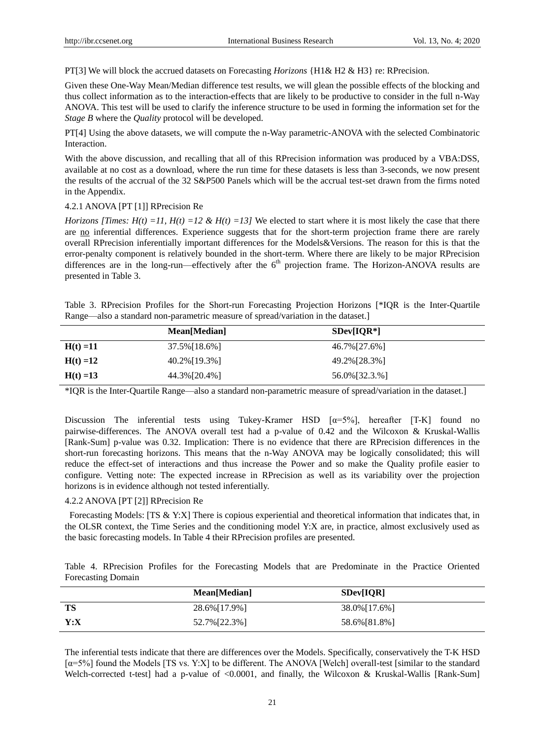PT[3] We will block the accrued datasets on Forecasting *Horizons* {H1& H2 & H3} re: RPrecision.

Given these One-Way Mean/Median difference test results, we will glean the possible effects of the blocking and thus collect information as to the interaction-effects that are likely to be productive to consider in the full n-Way ANOVA. This test will be used to clarify the inference structure to be used in forming the information set for the *Stage B* where the *Quality* protocol will be developed.

PT[4] Using the above datasets, we will compute the n-Way parametric-ANOVA with the selected Combinatoric Interaction.

With the above discussion, and recalling that all of this RPrecision information was produced by a VBA:DSS, available at no cost as a download, where the run time for these datasets is less than 3-seconds, we now present the results of the accrual of the 32 S&P500 Panels which will be the accrual test-set drawn from the firms noted in the Appendix.

#### 4.2.1 ANOVA [PT [1]] RPrecision Re

*Horizons [Times: H(t) =11, H(t) =12 & H(t) =13]* We elected to start where it is most likely the case that there are no inferential differences. Experience suggests that for the short-term projection frame there are rarely overall RPrecision inferentially important differences for the Models&Versions. The reason for this is that the error-penalty component is relatively bounded in the short-term. Where there are likely to be major RPrecision differences are in the long-run—effectively after the 6th projection frame. The Horizon-ANOVA results are presented in Table 3.

Table 3. RPrecision Profiles for the Short-run Forecasting Projection Horizons [*IQR is the Inter-Quartile Range—also a standard non-parametric measure of spread/variation in the dataset.]

| | **Mean[Median]** | **SDev[IQR*]** |
|---|---|---|
| **H(t) =11** | 37.5%[18.6%] | 46.7%[27.6%] |
| **H(t) =12** | 40.2%[19.3%] | 49.2%[28.3%] |
| **H(t) =13** | 44.3%[20.4%] | 56.0%[32.3.%] |

*IQR is the Inter-Quartile Range—also a standard non-parametric measure of spread/variation in the dataset.]

Discussion The inferential tests using Tukey-Kramer HSD [α=5%], hereafter [T-K] found no pairwise-differences. The ANOVA overall test had a p-value of 0.42 and the Wilcoxon & Kruskal-Wallis [Rank-Sum] p-value was 0.32. Implication: There is no evidence that there are RPrecision differences in the short-run forecasting horizons. This means that the n-Way ANOVA may be logically consolidated; this will reduce the effect-set of interactions and thus increase the Power and so make the Quality profile easier to configure. Vetting note: The expected increase in RPrecision as well as its variability over the projection horizons is in evidence although not tested inferentially.

#### 4.2.2 ANOVA [PT [2]] RPrecision Re

Forecasting Models: [TS & Y:X] There is copious experiential and theoretical information that indicates that, in the OLSR context, the Time Series and the conditioning model Y:X are, in practice, almost exclusively used as the basic forecasting models. In Table 4 their RPrecision profiles are presented.

Table 4. RPrecision Profiles for the Forecasting Models that are Predominate in the Practice Oriented Forecasting Domain

| | **Mean[Median]** | **SDev[IQR]** |
|---|---|---|
| **TS** | 28.6%[17.9%] | 38.0%[17.6%] |
| **Y:X** | 52.7%[22.3%] | 58.6%[81.8%] |

The inferential tests indicate that there are differences over the Models. Specifically, conservatively the T-K HSD [α=5%] found the Models [TS vs. Y:X] to be different. The ANOVA [Welch] overall-test [similar to the standard Welch-corrected t-test] had a p-value of <0.0001, and finally, the Wilcoxon & Kruskal-Wallis [Rank-Sum]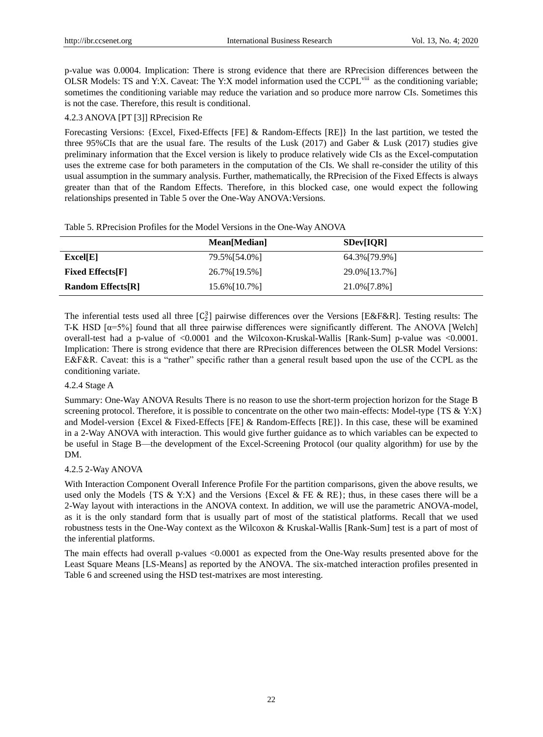p-value was 0.0004. Implication: There is strong evidence that there are RPrecision differences between the OLSR Models: TS and Y:X. Caveat: The Y:X model information used the CCPL[viii] as the conditioning variable; sometimes the conditioning variable may reduce the variation and so produce more narrow CIs. Sometimes this is not the case. Therefore, this result is conditional.

#### 4.2.3 ANOVA [PT [3]] RPrecision Re

Forecasting Versions: {Excel, Fixed-Effects [FE] & Random-Effects [RE]} In the last partition, we tested the three 95%CIs that are the usual fare. The results of the Lusk (2017) and Gaber & Lusk (2017) studies give preliminary information that the Excel version is likely to produce relatively wide CIs as the Excel-computation uses the extreme case for both parameters in the computation of the CIs. We shall re-consider the utility of this usual assumption in the summary analysis. Further, mathematically, the RPrecision of the Fixed Effects is always greater than that of the Random Effects. Therefore, in this blocked case, one would expect the following relationships presented in Table 5 over the One-Way ANOVA:Versions.

Table 5. RPrecision Profiles for the Model Versions in the One-Way ANOVA

| | **Mean[Median]** | **SDev[IQR]** |
|---|---|---|
| **Excel[E]** | 79.5%[54.0%] | 64.3%[79.9%] |
| **Fixed Effects[F]** | 26.7%[19.5%] | 29.0%[13.7%] |
| **Random Effects[R]** | 15.6%[10.7%] | 21.0%[7.8%] |

The inferential tests used all three [$C_2^3$] pairwise differences over the Versions [E&F&R]. Testing results: The T-K HSD [α=5%] found that all three pairwise differences were significantly different. The ANOVA [Welch] overall-test had a p-value of <0.0001 and the Wilcoxon-Kruskal-Wallis [Rank-Sum] p-value was <0.0001. Implication: There is strong evidence that there are RPrecision differences between the OLSR Model Versions: E&F&R. Caveat: this is a "rather" specific rather than a general result based upon the use of the CCPL as the conditioning variate.

#### 4.2.4 Stage A

Summary: One-Way ANOVA Results There is no reason to use the short-term projection horizon for the Stage B screening protocol. Therefore, it is possible to concentrate on the other two main-effects: Model-type {TS & Y:X} and Model-version {Excel & Fixed-Effects [FE] & Random-Effects [RE]}. In this case, these will be examined in a 2-Way ANOVA with interaction. This would give further guidance as to which variables can be expected to be useful in Stage B—the development of the Excel-Screening Protocol (our quality algorithm) for use by the DM.

#### 4.2.5 2-Way ANOVA

With Interaction Component Overall Inference Profile For the partition comparisons, given the above results, we used only the Models {TS & Y:X} and the Versions {Excel & FE & RE}; thus, in these cases there will be a 2-Way layout with interactions in the ANOVA context. In addition, we will use the parametric ANOVA-model, as it is the only standard form that is usually part of most of the statistical platforms. Recall that we used robustness tests in the One-Way context as the Wilcoxon & Kruskal-Wallis [Rank-Sum] test is a part of most of the inferential platforms.

The main effects had overall p-values <0.0001 as expected from the One-Way results presented above for the Least Square Means [LS-Means] as reported by the ANOVA. The six-matched interaction profiles presented in Table 6 and screened using the HSD test-matrixes are most interesting.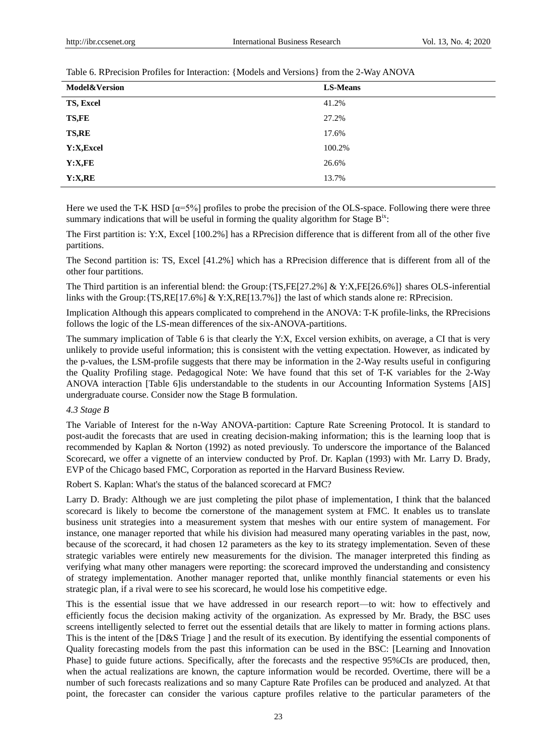Table 6. RPrecision Profiles for Interaction: {Models and Versions} from the 2-Way ANOVA

| Model&Version | LS-Means |
|---|---|
| **TS, Excel** | 41.2% |
| **TS,FE** | 27.2% |
| **TS,RE** | 17.6% |
| **Y:X,Excel** | 100.2% |
| **Y:X,FE** | 26.6% |
| **Y:X,RE** | 13.7% |

Here we used the T-K HSD [α=5%] profiles to probe the precision of the OLS-space. Following there were three summary indications that will be useful in forming the quality algorithm for Stage B[ix]:

The First partition is: Y:X, Excel [100.2%] has a RPrecision difference that is different from all of the other five partitions.

The Second partition is: TS, Excel [41.2%] which has a RPrecision difference that is different from all of the other four partitions.

The Third partition is an inferential blend: the Group:{TS,FE[27.2%] & Y:X,FE[26.6%]} shares OLS-inferential links with the Group:{TS,RE[17.6%] & Y:X,RE[13.7%]} the last of which stands alone re: RPrecision.

Implication Although this appears complicated to comprehend in the ANOVA: T-K profile-links, the RPrecisions follows the logic of the LS-mean differences of the six-ANOVA-partitions.

The summary implication of Table 6 is that clearly the Y:X, Excel version exhibits, on average, a CI that is very unlikely to provide useful information; this is consistent with the vetting expectation. However, as indicated by the p-values, the LSM-profile suggests that there may be information in the 2-Way results useful in configuring the Quality Profiling stage. Pedagogical Note: We have found that this set of T-K variables for the 2-Way ANOVA interaction [Table 6]is understandable to the students in our Accounting Information Systems [AIS] undergraduate course. Consider now the Stage B formulation.

### *4.3 Stage B*

The Variable of Interest for the n-Way ANOVA-partition: Capture Rate Screening Protocol. It is standard to post-audit the forecasts that are used in creating decision-making information; this is the learning loop that is recommended by Kaplan & Norton (1992) as noted previously. To underscore the importance of the Balanced Scorecard, we offer a vignette of an interview conducted by Prof. Dr. Kaplan (1993) with Mr. Larry D. Brady, EVP of the Chicago based FMC, Corporation as reported in the Harvard Business Review.

Robert S. Kaplan: What's the status of the balanced scorecard at FMC?

Larry D. Brady: Although we are just completing the pilot phase of implementation, I think that the balanced scorecard is likely to become tbe cornerstone of the management system at FMC. It enables us to translate business unit strategies into a measurement system that meshes with our entire system of management. For instance, one manager reported that while his division had measured many operating variables in the past, now, because of the scorecard, it had chosen 12 parameters as the key to its strategy implementation. Seven of these strategic variables were entirely new measurements for the division. The manager interpreted this finding as verifying what many other managers were reporting: the scorecard improved the understanding and consistency of strategy implementation. Another manager reported that, unlike monthly financial statements or even his strategic plan, if a rival were to see his scorecard, he would lose his competitive edge.

This is the essential issue that we have addressed in our research report—to wit: how to effectively and efficiently focus the decision making activity of the organization. As expressed by Mr. Brady, the BSC uses screens intelligently selected to ferret out the essential details that are likely to matter in forming actions plans. This is the intent of the [D&S Triage ] and the result of its execution. By identifying the essential components of Quality forecasting models from the past this information can be used in the BSC: [Learning and Innovation Phase] to guide future actions. Specifically, after the forecasts and the respective 95%CIs are produced, then, when the actual realizations are known, the capture information would be recorded. Overtime, there will be a number of such forecasts realizations and so many Capture Rate Profiles can be produced and analyzed. At that point, the forecaster can consider the various capture profiles relative to the particular parameters of the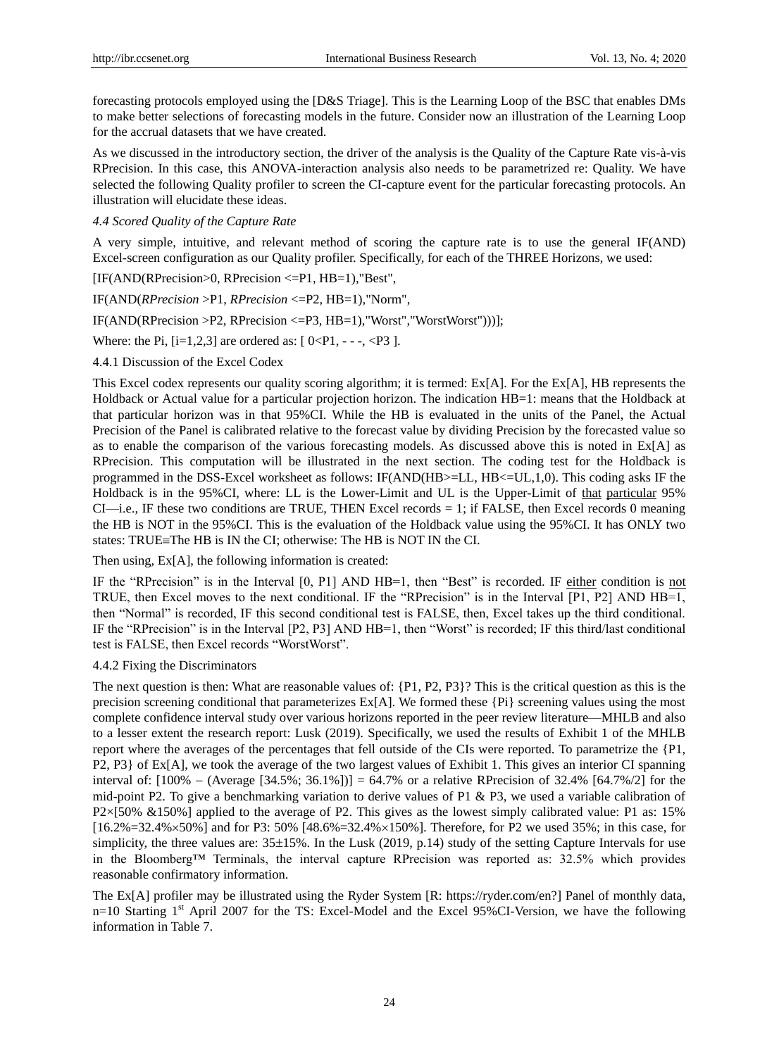forecasting protocols employed using the [D&S Triage]. This is the Learning Loop of the BSC that enables DMs to make better selections of forecasting models in the future. Consider now an illustration of the Learning Loop for the accrual datasets that we have created.

As we discussed in the introductory section, the driver of the analysis is the Quality of the Capture Rate vis-à-vis RPrecision. In this case, this ANOVA-interaction analysis also needs to be parametrized re: Quality. We have selected the following Quality profiler to screen the CI-capture event for the particular forecasting protocols. An illustration will elucidate these ideas.

### *4.4 Scored Quality of the Capture Rate*

A very simple, intuitive, and relevant method of scoring the capture rate is to use the general IF(AND) Excel-screen configuration as our Quality profiler. Specifically, for each of the THREE Horizons, we used:

[IF(AND(RPrecision>0, RPrecision <=P1, HB=1),"Best",

IF(AND(*RPrecision* >P1, *RPrecision* <=P2, HB=1),"Norm",

IF(AND(RPrecision >P2, RPrecision <=P3, HB=1),"Worst","WorstWorst")))];

Where: the Pi, [i=1,2,3] are ordered as: [ 0<P1, - - -, <P3 ].

#### 4.4.1 Discussion of the Excel Codex

This Excel codex represents our quality scoring algorithm; it is termed: Ex[A]. For the Ex[A], HB represents the Holdback or Actual value for a particular projection horizon. The indication HB=1: means that the Holdback at that particular horizon was in that 95%CI. While the HB is evaluated in the units of the Panel, the Actual Precision of the Panel is calibrated relative to the forecast value by dividing Precision by the forecasted value so as to enable the comparison of the various forecasting models. As discussed above this is noted in Ex[A] as RPrecision. This computation will be illustrated in the next section. The coding test for the Holdback is programmed in the DSS-Excel worksheet as follows: IF(AND(HB>=LL, HB<=UL,1,0). This coding asks IF the Holdback is in the 95%CI, where: LL is the Lower-Limit and UL is the Upper-Limit of that particular 95% CI—i.e., IF these two conditions are TRUE, THEN Excel records = 1; if FALSE, then Excel records 0 meaning the HB is NOT in the 95%CI. This is the evaluation of the Holdback value using the 95%CI. It has ONLY two states: TRUE≡The HB is IN the CI; otherwise: The HB is NOT IN the CI.

Then using, Ex[A], the following information is created:

IF the "RPrecision" is in the Interval [0, P1] AND HB=1, then "Best" is recorded. IF either condition is not TRUE, then Excel moves to the next conditional. IF the "RPrecision" is in the Interval [P1, P2] AND HB=1, then "Normal" is recorded, IF this second conditional test is FALSE, then, Excel takes up the third conditional. IF the "RPrecision" is in the Interval [P2, P3] AND HB=1, then "Worst" is recorded; IF this third/last conditional test is FALSE, then Excel records "WorstWorst".

#### 4.4.2 Fixing the Discriminators

The next question is then: What are reasonable values of: {P1, P2, P3}? This is the critical question as this is the precision screening conditional that parameterizes Ex[A]. We formed these {Pi} screening values using the most complete confidence interval study over various horizons reported in the peer review literature—MHLB and also to a lesser extent the research report: Lusk (2019). Specifically, we used the results of Exhibit 1 of the MHLB report where the averages of the percentages that fell outside of the CIs were reported. To parametrize the {P1, P2, P3} of Ex[A], we took the average of the two largest values of Exhibit 1. This gives an interior CI spanning interval of: [100% − (Average [34.5%; 36.1%])] = 64.7% or a relative RPrecision of 32.4% [64.7%/2] for the mid-point P2. To give a benchmarking variation to derive values of P1 & P3, we used a variable calibration of P2×[50% &150%] applied to the average of P2. This gives as the lowest simply calibrated value: P1 as: 15% [16.2%=32.4%×50%] and for P3: 50% [48.6%=32.4%×150%]. Therefore, for P2 we used 35%; in this case, for simplicity, the three values are: 35±15%. In the Lusk (2019, p.14) study of the setting Capture Intervals for use in the Bloomberg™ Terminals, the interval capture RPrecision was reported as: 32.5% which provides reasonable confirmatory information.

The Ex[A] profiler may be illustrated using the Ryder System [R: https://ryder.com/en?] Panel of monthly data, n=10 Starting 1st April 2007 for the TS: Excel-Model and the Excel 95%CI-Version, we have the following information in Table 7.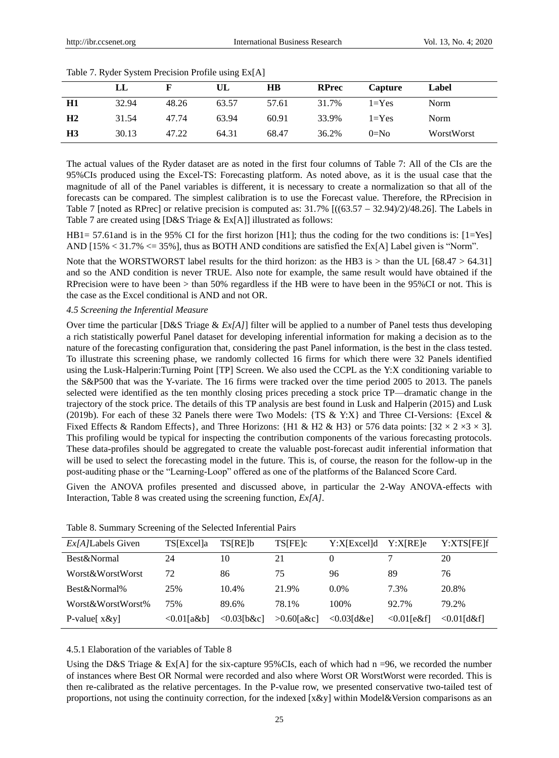Table 7. Ryder System Precision Profile using Ex[A]

| | LL | F | UL | HB | RPrec | Capture | Label |
|---|---|---|---|---|---|---|---|
| **H1** | 32.94 | 48.26 | 63.57 | 57.61 | 31.7% | 1=Yes | Norm |
| **H2** | 31.54 | 47.74 | 63.94 | 60.91 | 33.9% | 1=Yes | Norm |
| **H3** | 30.13 | 47.22 | 64.31 | 68.47 | 36.2% | 0=No | WorstWorst |

The actual values of the Ryder dataset are as noted in the first four columns of Table 7: All of the CIs are the 95%CIs produced using the Excel-TS: Forecasting platform. As noted above, as it is the usual case that the magnitude of all of the Panel variables is different, it is necessary to create a normalization so that all of the forecasts can be compared. The simplest calibration is to use the Forecast value. Therefore, the RPrecision in Table 7 [noted as RPrec] or relative precision is computed as: 31.7% [((63.57 − 32.94)/2)/48.26]. The Labels in Table 7 are created using [D&S Triage & Ex[A]] illustrated as follows:

HB1= 57.61and is in the 95% CI for the first horizon [H1]; thus the coding for the two conditions is: [1=Yes] AND [15% < 31.7% <= 35%], thus as BOTH AND conditions are satisfied the Ex[A] Label given is "Norm".

Note that the WORSTWORST label results for the third horizon: as the HB3 is > than the UL [68.47 > 64.31] and so the AND condition is never TRUE. Also note for example, the same result would have obtained if the RPrecision were to have been > than 50% regardless if the HB were to have been in the 95%CI or not. This is the case as the Excel conditional is AND and not OR.

*4.5 Screening the Inferential Measure*

Over time the particular [D&S Triage & *Ex[A]*] filter will be applied to a number of Panel tests thus developing a rich statistically powerful Panel dataset for developing inferential information for making a decision as to the nature of the forecasting configuration that, considering the past Panel information, is the best in the class tested. To illustrate this screening phase, we randomly collected 16 firms for which there were 32 Panels identified using the Lusk-Halperin:Turning Point [TP] Screen. We also used the CCPL as the Y:X conditioning variable to the S&P500 that was the Y-variate. The 16 firms were tracked over the time period 2005 to 2013. The panels selected were identified as the ten monthly closing prices preceding a stock price TP—dramatic change in the trajectory of the stock price. The details of this TP analysis are best found in Lusk and Halperin (2015) and Lusk (2019b). For each of these 32 Panels there were Two Models: {TS & Y:X} and Three CI-Versions: {Excel & Fixed Effects & Random Effects}, and Three Horizons: {H1 & H2 & H3} or 576 data points: [32 × 2 ×3 × 3]. This profiling would be typical for inspecting the contribution components of the various forecasting protocols. These data-profiles should be aggregated to create the valuable post-forecast audit inferential information that will be used to select the forecasting model in the future. This is, of course, the reason for the follow-up in the post-auditing phase or the "Learning-Loop" offered as one of the platforms of the Balanced Score Card.

Given the ANOVA profiles presented and discussed above, in particular the 2-Way ANOVA-effects with Interaction, Table 8 was created using the screening function, *Ex[A]*.

Table 8. Summary Screening of the Selected Inferential Pairs

| *Ex[A]*Labels Given | TS[Excel]a | TS[RE]b | TS[FE]c | Y:X[Excel]d | Y:X[RE]e | Y:XTS[FE]f |
|---|---|---|---|---|---|---|
| Best&Normal | 24 | 10 | 21 | 0 | 7 | 20 |
| Worst&WorstWorst | 72 | 86 | 75 | 96 | 89 | 76 |
| Best&Normal% | 25% | 10.4% | 21.9% | 0.0% | 7.3% | 20.8% |
| Worst&WorstWorst% | 75% | 89.6% | 78.1% | 100% | 92.7% | 79.2% |
| P-value[ x&y] | <0.01[a&b] | <0.03[b&c] | >0.60[a&c] | <0.03[d&e] | <0.01[e&f] | <0.01[d&f] |

4.5.1 Elaboration of the variables of Table 8

Using the D&S Triage & Ex[A] for the six-capture 95%CIs, each of which had n =96, we recorded the number of instances where Best OR Normal were recorded and also where Worst OR WorstWorst were recorded. This is then re-calibrated as the relative percentages. In the P-value row, we presented conservative two-tailed test of proportions, not using the continuity correction, for the indexed [x&y] within Model&Version comparisons as an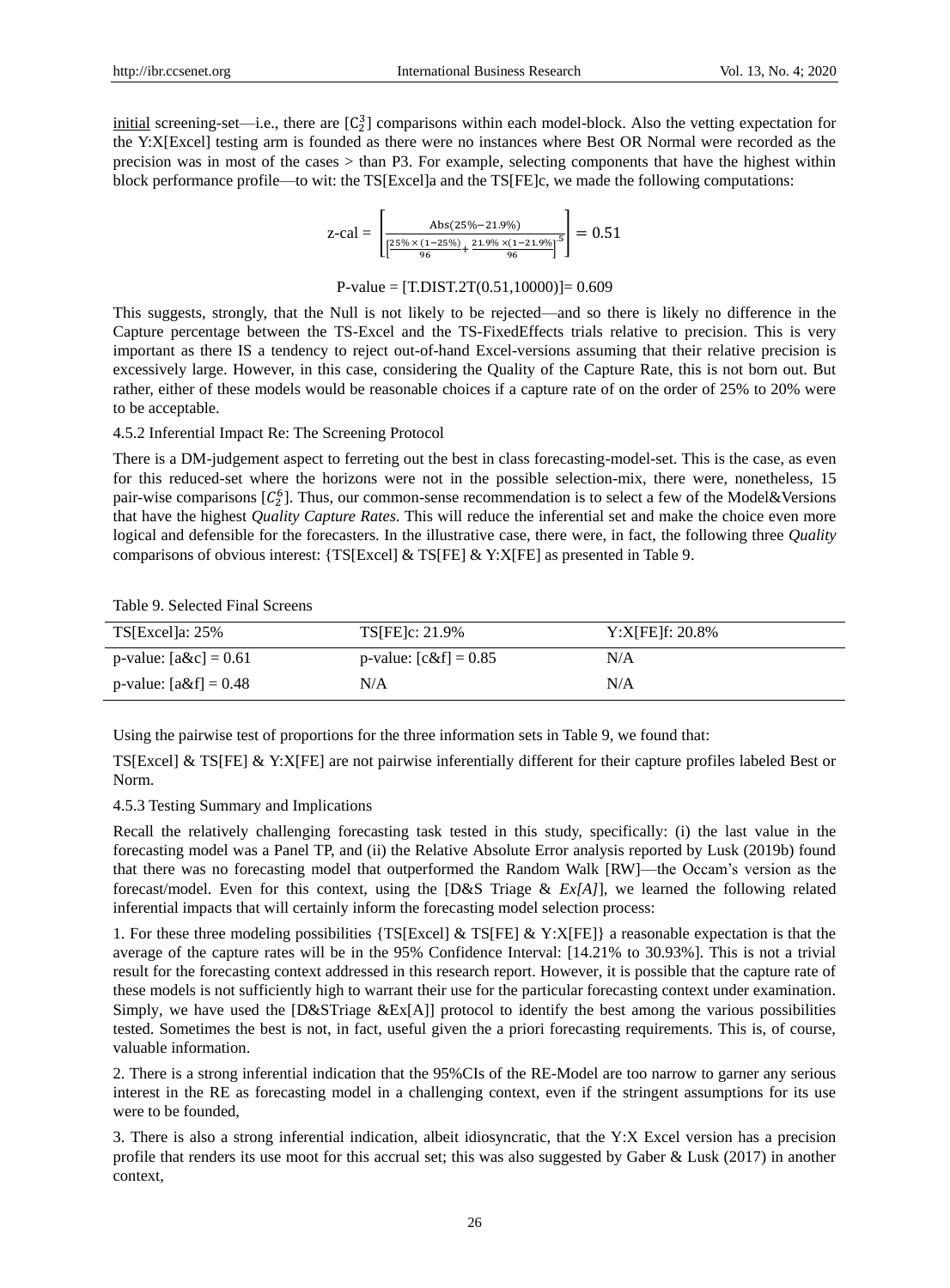initial screening-set—i.e., there are $[C_2^3]$ comparisons within each model-block. Also the vetting expectation for the Y:X[Excel] testing arm is founded as there were no instances where Best OR Normal were recorded as the precision was in most of the cases > than P3. For example, selecting components that have the highest within block performance profile—to wit: the TS[Excel]a and the TS[FE]c, we made the following computations:

$$\text{z-cal} = \left[\frac{\text{Abs}(25\% - 21.9\%)}{\left[\frac{25\% \times (1-25\%)}{96} + \frac{21.9\% \times (1-21.9\%)}{96}\right]^{.5}}\right] = 0.51$$

$$\text{P-value} = [\text{T.DIST.2T}(0.51, 10000)] = 0.609$$

This suggests, strongly, that the Null is not likely to be rejected—and so there is likely no difference in the Capture percentage between the TS-Excel and the TS-FixedEffects trials relative to precision. This is very important as there IS a tendency to reject out-of-hand Excel-versions assuming that their relative precision is excessively large. However, in this case, considering the Quality of the Capture Rate, this is not born out. But rather, either of these models would be reasonable choices if a capture rate of on the order of 25% to 20% were to be acceptable.

### 4.5.2 Inferential Impact Re: The Screening Protocol

There is a DM-judgement aspect to ferreting out the best in class forecasting-model-set. This is the case, as even for this reduced-set where the horizons were not in the possible selection-mix, there were, nonetheless, 15 pair-wise comparisons $[C_2^6]$. Thus, our common-sense recommendation is to select a few of the Model&Versions that have the highest *Quality Capture Rates*. This will reduce the inferential set and make the choice even more logical and defensible for the forecasters. In the illustrative case, there were, in fact, the following three *Quality* comparisons of obvious interest: {TS[Excel] & TS[FE] & Y:X[FE] as presented in Table 9.

Table 9. Selected Final Screens

| TS[Excel]a: 25% | TS[FE]c: 21.9% | Y:X[FE]f: 20.8% |
|---|---|---|
| p-value: [a&c] = 0.61 | p-value: [c&f] = 0.85 | N/A |
| p-value: [a&f] = 0.48 | N/A | N/A |

Using the pairwise test of proportions for the three information sets in Table 9, we found that:

TS[Excel] & TS[FE] & Y:X[FE] are not pairwise inferentially different for their capture profiles labeled Best or Norm.

### 4.5.3 Testing Summary and Implications

Recall the relatively challenging forecasting task tested in this study, specifically: (i) the last value in the forecasting model was a Panel TP, and (ii) the Relative Absolute Error analysis reported by Lusk (2019b) found that there was no forecasting model that outperformed the Random Walk [RW]—the Occam's version as the forecast/model. Even for this context, using the [D&S Triage & *Ex[A]*], we learned the following related inferential impacts that will certainly inform the forecasting model selection process:

1. For these three modeling possibilities {TS[Excel] & TS[FE] & Y:X[FE]} a reasonable expectation is that the average of the capture rates will be in the 95% Confidence Interval: [14.21% to 30.93%]. This is not a trivial result for the forecasting context addressed in this research report. However, it is possible that the capture rate of these models is not sufficiently high to warrant their use for the particular forecasting context under examination. Simply, we have used the [D&STriage &Ex[A]] protocol to identify the best among the various possibilities tested. Sometimes the best is not, in fact, useful given the a priori forecasting requirements. This is, of course, valuable information.

2. There is a strong inferential indication that the 95%CIs of the RE-Model are too narrow to garner any serious interest in the RE as forecasting model in a challenging context, even if the stringent assumptions for its use were to be founded,

3. There is also a strong inferential indication, albeit idiosyncratic, that the Y:X Excel version has a precision profile that renders its use moot for this accrual set; this was also suggested by Gaber & Lusk (2017) in another context,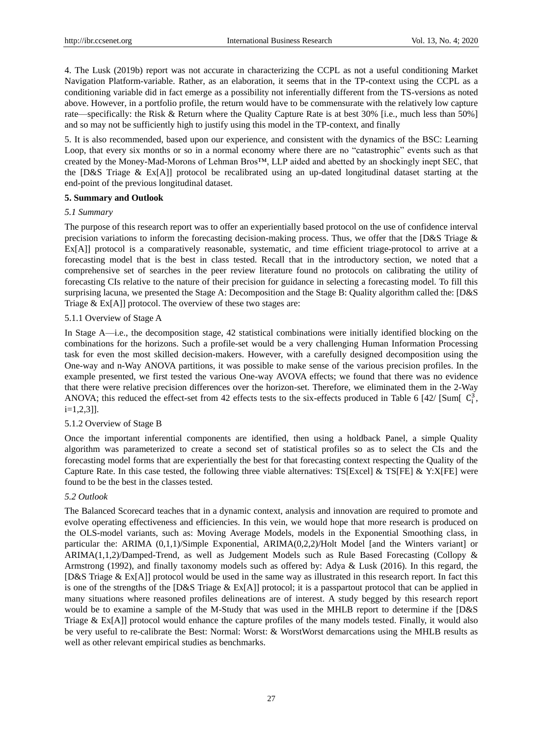4. The Lusk (2019b) report was not accurate in characterizing the CCPL as not a useful conditioning Market Navigation Platform-variable. Rather, as an elaboration, it seems that in the TP-context using the CCPL as a conditioning variable did in fact emerge as a possibility not inferentially different from the TS-versions as noted above. However, in a portfolio profile, the return would have to be commensurate with the relatively low capture rate—specifically: the Risk & Return where the Quality Capture Rate is at best 30% [i.e., much less than 50%] and so may not be sufficiently high to justify using this model in the TP-context, and finally

5. It is also recommended, based upon our experience, and consistent with the dynamics of the BSC: Learning Loop, that every six months or so in a normal economy where there are no "catastrophic" events such as that created by the Money-Mad-Morons of Lehman Bros™, LLP aided and abetted by an shockingly inept SEC, that the [D&S Triage & Ex[A]] protocol be recalibrated using an up-dated longitudinal dataset starting at the end-point of the previous longitudinal dataset.

## 5. Summary and Outlook

### *5.1 Summary*

The purpose of this research report was to offer an experientially based protocol on the use of confidence interval precision variations to inform the forecasting decision-making process. Thus, we offer that the [D&S Triage & Ex[A]] protocol is a comparatively reasonable, systematic, and time efficient triage-protocol to arrive at a forecasting model that is the best in class tested. Recall that in the introductory section, we noted that a comprehensive set of searches in the peer review literature found no protocols on calibrating the utility of forecasting CIs relative to the nature of their precision for guidance in selecting a forecasting model. To fill this surprising lacuna, we presented the Stage A: Decomposition and the Stage B: Quality algorithm called the: [D&S Triage & Ex[A]] protocol. The overview of these two stages are:

#### 5.1.1 Overview of Stage A

In Stage A—i.e., the decomposition stage, 42 statistical combinations were initially identified blocking on the combinations for the horizons. Such a profile-set would be a very challenging Human Information Processing task for even the most skilled decision-makers. However, with a carefully designed decomposition using the One-way and n-Way ANOVA partitions, it was possible to make sense of the various precision profiles. In the example presented, we first tested the various One-way AVOVA effects; we found that there was no evidence that there were relative precision differences over the horizon-set. Therefore, we eliminated them in the 2-Way ANOVA; this reduced the effect-set from 42 effects tests to the six-effects produced in Table 6 [42/ [Sum[ $C_i^3$, i=1,2,3]].

#### 5.1.2 Overview of Stage B

Once the important inferential components are identified, then using a holdback Panel, a simple Quality algorithm was parameterized to create a second set of statistical profiles so as to select the CIs and the forecasting model forms that are experientially the best for that forecasting context respecting the Quality of the Capture Rate. In this case tested, the following three viable alternatives: TS[Excel] & TS[FE] & Y:X[FE] were found to be the best in the classes tested.

### *5.2 Outlook*

The Balanced Scorecard teaches that in a dynamic context, analysis and innovation are required to promote and evolve operating effectiveness and efficiencies. In this vein, we would hope that more research is produced on the OLS-model variants, such as: Moving Average Models, models in the Exponential Smoothing class, in particular the: ARIMA (0,1,1)/Simple Exponential, ARIMA(0,2,2)/Holt Model [and the Winters variant] or ARIMA(1,1,2)/Damped-Trend, as well as Judgement Models such as Rule Based Forecasting (Collopy & Armstrong (1992), and finally taxonomy models such as offered by: Adya & Lusk (2016). In this regard, the [D&S Triage & Ex[A]] protocol would be used in the same way as illustrated in this research report. In fact this is one of the strengths of the [D&S Triage & Ex[A]] protocol; it is a passpartout protocol that can be applied in many situations where reasoned profiles delineations are of interest. A study begged by this research report would be to examine a sample of the M-Study that was used in the MHLB report to determine if the [D&S Triage & Ex[A]] protocol would enhance the capture profiles of the many models tested. Finally, it would also be very useful to re-calibrate the Best: Normal: Worst: & WorstWorst demarcations using the MHLB results as well as other relevant empirical studies as benchmarks.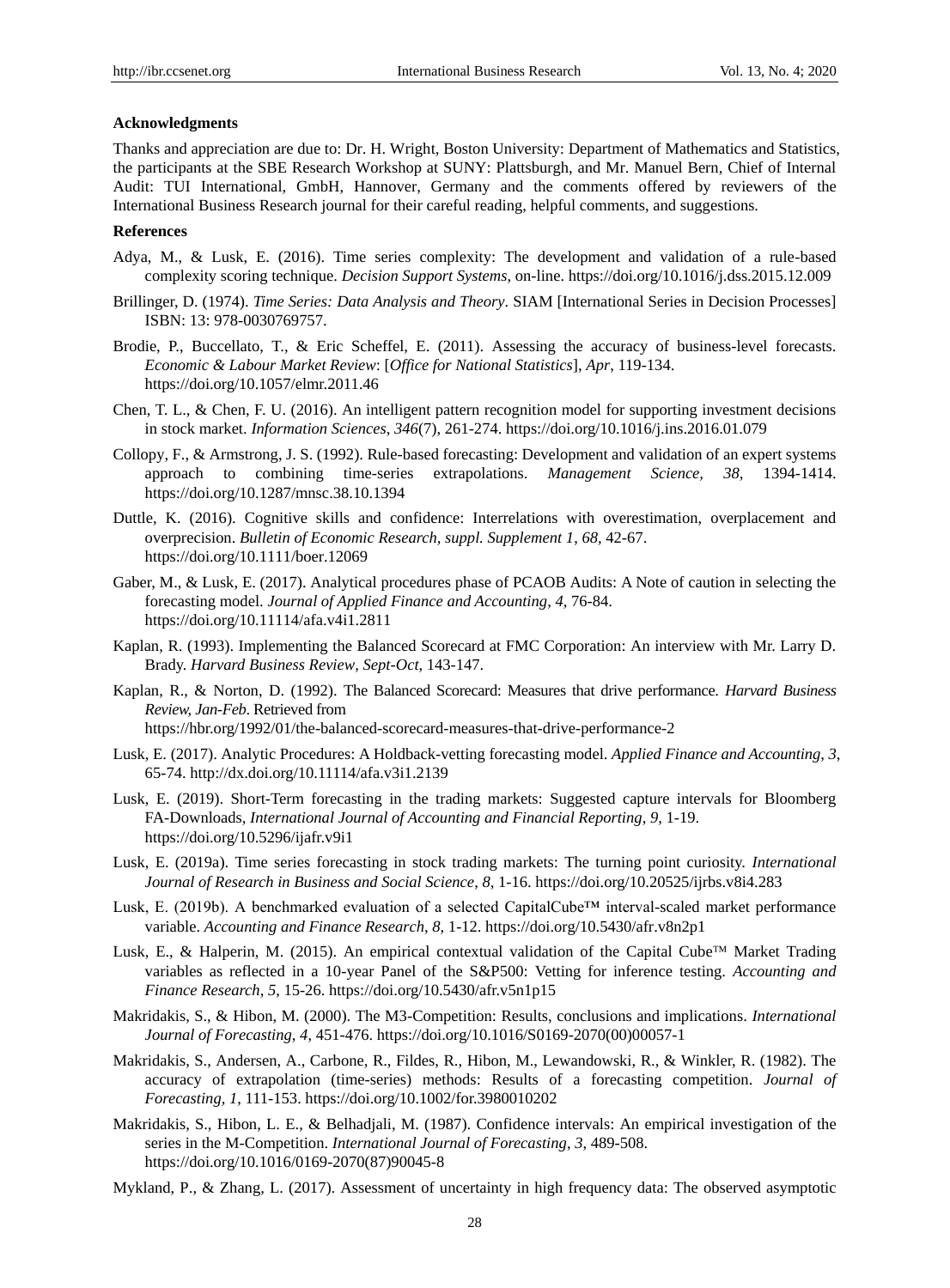**Acknowledgments**

Thanks and appreciation are due to: Dr. H. Wright, Boston University: Department of Mathematics and Statistics, the participants at the SBE Research Workshop at SUNY: Plattsburgh, and Mr. Manuel Bern, Chief of Internal Audit: TUI International, GmbH, Hannover, Germany and the comments offered by reviewers of the International Business Research journal for their careful reading, helpful comments, and suggestions.

**References**

Adya, M., & Lusk, E. (2016). Time series complexity: The development and validation of a rule-based complexity scoring technique. *Decision Support Systems*, on-line. https://doi.org/10.1016/j.dss.2015.12.009

Brillinger, D. (1974). *Time Series: Data Analysis and Theory*. SIAM [International Series in Decision Processes] ISBN: 13: 978-0030769757.

Brodie, P., Buccellato, T., & Eric Scheffel, E. (2011). Assessing the accuracy of business-level forecasts. *Economic & Labour Market Review*: [*Office for National Statistics*], *Apr*, 119-134. https://doi.org/10.1057/elmr.2011.46

Chen, T. L., & Chen, F. U. (2016). An intelligent pattern recognition model for supporting investment decisions in stock market. *Information Sciences*, *346*(7), 261-274. https://doi.org/10.1016/j.ins.2016.01.079

Collopy, F., & Armstrong, J. S. (1992). Rule-based forecasting: Development and validation of an expert systems approach to combining time-series extrapolations. *Management Science, 38,* 1394-1414. https://doi.org/10.1287/mnsc.38.10.1394

Duttle, K. (2016). Cognitive skills and confidence: Interrelations with overestimation, overplacement and overprecision. *Bulletin of Economic Research, suppl. Supplement 1*, *68*, 42-67. https://doi.org/10.1111/boer.12069

Gaber, M., & Lusk, E. (2017). Analytical procedures phase of PCAOB Audits: A Note of caution in selecting the forecasting model. *Journal of Applied Finance and Accounting*, *4*, 76-84. https://doi.org/10.11114/afa.v4i1.2811

Kaplan, R. (1993). Implementing the Balanced Scorecard at FMC Corporation: An interview with Mr. Larry D. Brady. *Harvard Business Review*, *Sept-Oct*, 143-147.

Kaplan, R., & Norton, D. (1992). The Balanced Scorecard: Measures that drive performance. *Harvard Business Review, Jan-Feb*. Retrieved from https://hbr.org/1992/01/the-balanced-scorecard-measures-that-drive-performance-2

Lusk, E. (2017). Analytic Procedures: A Holdback-vetting forecasting model. *Applied Finance and Accounting*, *3*, 65-74. http://dx.doi.org/10.11114/afa.v3i1.2139

Lusk, E. (2019). Short-Term forecasting in the trading markets: Suggested capture intervals for Bloomberg FA-Downloads, *International Journal of Accounting and Financial Reporting*, *9*, 1-19. https://doi.org/10.5296/ijafr.v9i1

Lusk, E. (2019a). Time series forecasting in stock trading markets: The turning point curiosity. *International Journal of Research in Business and Social Science*, *8*, 1-16. https://doi.org/10.20525/ijrbs.v8i4.283

Lusk, E. (2019b). A benchmarked evaluation of a selected CapitalCube™ interval-scaled market performance variable. *Accounting and Finance Research*, *8*, 1-12. https://doi.org/10.5430/afr.v8n2p1

Lusk, E., & Halperin, M. (2015). An empirical contextual validation of the Capital Cube™ Market Trading variables as reflected in a 10-year Panel of the S&P500: Vetting for inference testing. *Accounting and Finance Research*, *5*, 15-26. https://doi.org/10.5430/afr.v5n1p15

Makridakis, S., & Hibon, M. (2000). The M3-Competition: Results, conclusions and implications. *International Journal of Forecasting*, *4*, 451-476. https://doi.org/10.1016/S0169-2070(00)00057-1

Makridakis, S., Andersen, A., Carbone, R., Fildes, R., Hibon, M., Lewandowski, R., & Winkler, R. (1982). The accuracy of extrapolation (time-series) methods: Results of a forecasting competition. *Journal of Forecasting, 1*, 111-153. https://doi.org/10.1002/for.3980010202

Makridakis, S., Hibon, L. E., & Belhadjali, M. (1987). Confidence intervals: An empirical investigation of the series in the M-Competition. *International Journal of Forecasting*, *3*, 489-508. https://doi.org/10.1016/0169-2070(87)90045-8

Mykland, P., & Zhang, L. (2017). Assessment of uncertainty in high frequency data: The observed asymptotic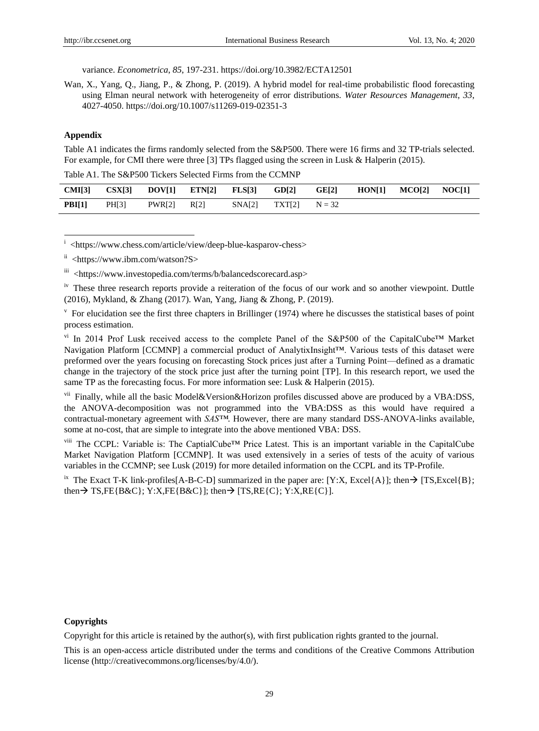variance. *Econometrica*, *85*, 197-231. https://doi.org/10.3982/ECTA12501

Wan, X., Yang, Q., Jiang, P., & Zhong, P. (2019). A hybrid model for real-time probabilistic flood forecasting using Elman neural network with heterogeneity of error distributions. *Water Resources Management*, *33*, 4027-4050. https://doi.org/10.1007/s11269-019-02351-3

## Appendix

Table A1 indicates the firms randomly selected from the S&P500. There were 16 firms and 32 TP-trials selected. For example, for CMI there were three [3] TPs flagged using the screen in Lusk & Halperin (2015).

Table A1. The S&P500 Tickers Selected Firms from the CCMNP

| **CMI[3]** | **CSX[3]** | **DOV[1]** | **ETN[2]** | **FLS[3]** | **GD[2]** | **GE[2]** | **HON[1]** | **MCO[2]** | **NOC[1]** |
|---|---|---|---|---|---|---|---|---|---|
| **PBI[1]** | PH[3] | PWR[2] | R[2] | SNA[2] | TXT[2] | N = 32 | | | |

---

[i] <https://www.chess.com/article/view/deep-blue-kasparov-chess>

[ii] <https://www.ibm.com/watson?S>

[iii] <https://www.investopedia.com/terms/b/balancedscorecard.asp>

[iv] These three research reports provide a reiteration of the focus of our work and so another viewpoint. Duttle (2016), Mykland, & Zhang (2017). Wan, Yang, Jiang & Zhong, P. (2019).

[v] For elucidation see the first three chapters in Brillinger (1974) where he discusses the statistical bases of point process estimation.

[vi] In 2014 Prof Lusk received access to the complete Panel of the S&P500 of the CapitalCube™ Market Navigation Platform [CCMNP] a commercial product of AnalytixInsight™. Various tests of this dataset were preformed over the years focusing on forecasting Stock prices just after a Turning Point—defined as a dramatic change in the trajectory of the stock price just after the turning point [TP]. In this research report, we used the same TP as the forecasting focus. For more information see: Lusk & Halperin (2015).

[vii] Finally, while all the basic Model&Version&Horizon profiles discussed above are produced by a VBA:DSS, the ANOVA-decomposition was not programmed into the VBA:DSS as this would have required a contractual-monetary agreement with *SAS™*. However, there are many standard DSS-ANOVA-links available, some at no-cost, that are simple to integrate into the above mentioned VBA: DSS.

[viii] The CCPL: Variable is: The CaptialCube™ Price Latest. This is an important variable in the CapitalCube Market Navigation Platform [CCMNP]. It was used extensively in a series of tests of the acuity of various variables in the CCMNP; see Lusk (2019) for more detailed information on the CCPL and its TP-Profile.

[ix] The Exact T-K link-profiles[A-B-C-D] summarized in the paper are: [Y:X, Excel{A}]; then→ [TS,Excel{B}; then→ TS,FE{B&C}; Y:X,FE{B&C}]; then→ [TS,RE{C}; Y:X,RE{C}].

## Copyrights

Copyright for this article is retained by the author(s), with first publication rights granted to the journal.

This is an open-access article distributed under the terms and conditions of the Creative Commons Attribution license (http://creativecommons.org/licenses/by/4.0/).